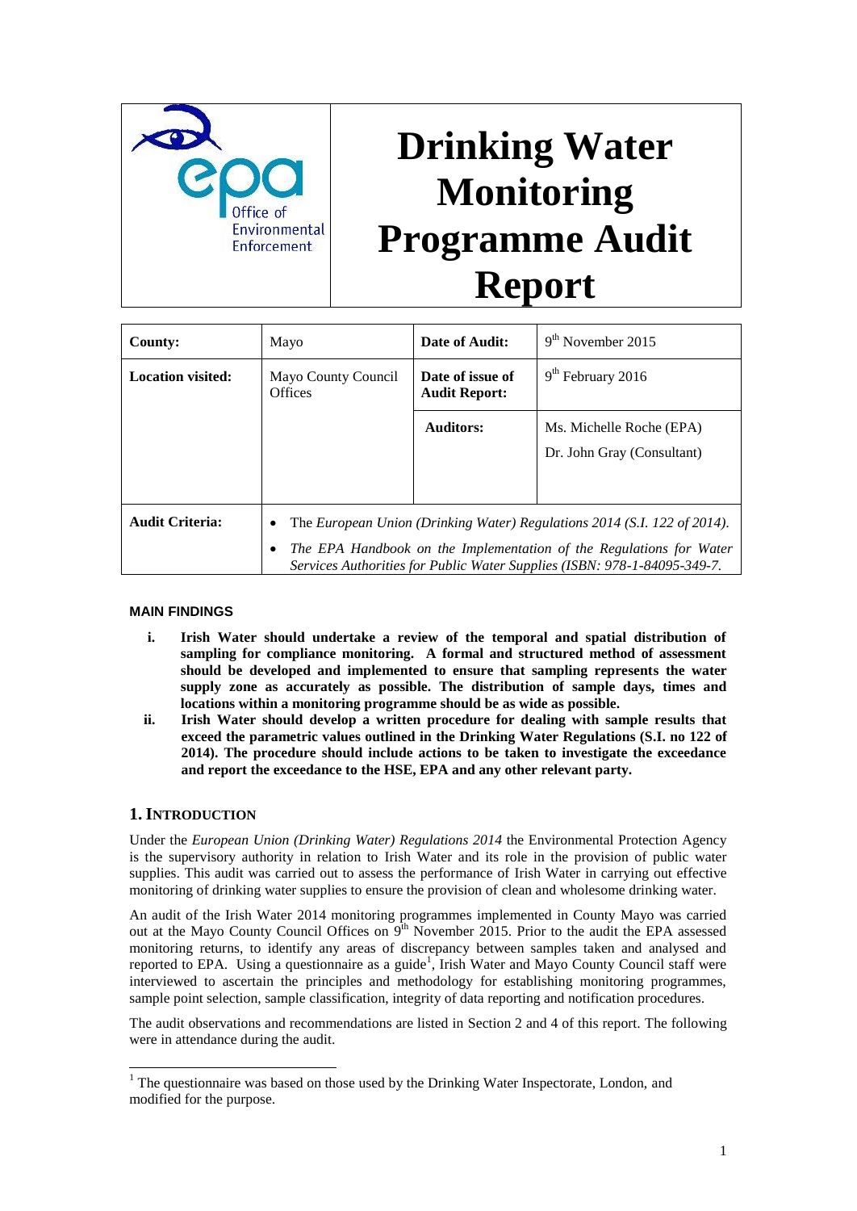# Drinking Water Monitoring Programme Audit Report

| County: | Mayo | Date of Audit: | 9th November 2015 |
|---|---|---|---|
| Location visited: | Mayo County Council Offices | Date of issue of Audit Report: | 9th February 2016 |
| | | Auditors: | Ms. Michelle Roche (EPA)<br>Dr. John Gray (Consultant) |
| Audit Criteria: | • The *European Union (Drinking Water) Regulations 2014 (S.I. 122 of 2014).*<br>• *The EPA Handbook on the Implementation of the Regulations for Water Services Authorities for Public Water Supplies (ISBN: 978-1-84095-349-7.* | | |

**MAIN FINDINGS**

i. **Irish Water should undertake a review of the temporal and spatial distribution of sampling for compliance monitoring. A formal and structured method of assessment should be developed and implemented to ensure that sampling represents the water supply zone as accurately as possible. The distribution of sample days, times and locations within a monitoring programme should be as wide as possible.**

ii. **Irish Water should develop a written procedure for dealing with sample results that exceed the parametric values outlined in the Drinking Water Regulations (S.I. no 122 of 2014). The procedure should include actions to be taken to investigate the exceedance and report the exceedance to the HSE, EPA and any other relevant party.**

## 1. INTRODUCTION

Under the *European Union (Drinking Water) Regulations 2014* the Environmental Protection Agency is the supervisory authority in relation to Irish Water and its role in the provision of public water supplies. This audit was carried out to assess the performance of Irish Water in carrying out effective monitoring of drinking water supplies to ensure the provision of clean and wholesome drinking water.

An audit of the Irish Water 2014 monitoring programmes implemented in County Mayo was carried out at the Mayo County Council Offices on 9th November 2015. Prior to the audit the EPA assessed monitoring returns, to identify any areas of discrepancy between samples taken and analysed and reported to EPA. Using a questionnaire as a guide[1], Irish Water and Mayo County Council staff were interviewed to ascertain the principles and methodology for establishing monitoring programmes, sample point selection, sample classification, integrity of data reporting and notification procedures.

The audit observations and recommendations are listed in Section 2 and 4 of this report. The following were in attendance during the audit.

[1] The questionnaire was based on those used by the Drinking Water Inspectorate, London, and modified for the purpose.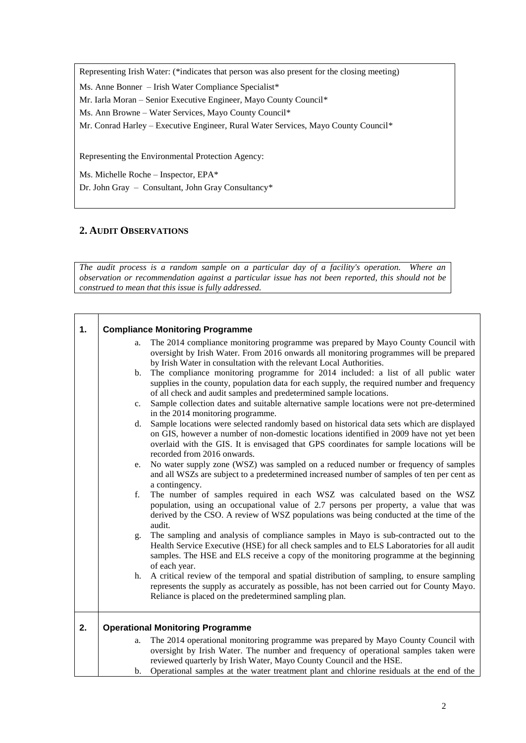Representing Irish Water: (*indicates that person was also present for the closing meeting)

Ms. Anne Bonner – Irish Water Compliance Specialist*

Mr. Iarla Moran – Senior Executive Engineer, Mayo County Council*

Ms. Ann Browne – Water Services, Mayo County Council*

Mr. Conrad Harley – Executive Engineer, Rural Water Services, Mayo County Council*

Representing the Environmental Protection Agency:

Ms. Michelle Roche – Inspector, EPA*

Dr. John Gray – Consultant, John Gray Consultancy*

## 2. AUDIT OBSERVATIONS

*The audit process is a random sample on a particular day of a facility's operation. Where an observation or recommendation against a particular issue has not been reported, this should not be construed to mean that this issue is fully addressed.*

### 1. Compliance Monitoring Programme

a. The 2014 compliance monitoring programme was prepared by Mayo County Council with oversight by Irish Water. From 2016 onwards all monitoring programmes will be prepared by Irish Water in consultation with the relevant Local Authorities.

b. The compliance monitoring programme for 2014 included: a list of all public water supplies in the county, population data for each supply, the required number and frequency of all check and audit samples and predetermined sample locations.

c. Sample collection dates and suitable alternative sample locations were not pre-determined in the 2014 monitoring programme.

d. Sample locations were selected randomly based on historical data sets which are displayed on GIS, however a number of non-domestic locations identified in 2009 have not yet been overlaid with the GIS. It is envisaged that GPS coordinates for sample locations will be recorded from 2016 onwards.

e. No water supply zone (WSZ) was sampled on a reduced number or frequency of samples and all WSZs are subject to a predetermined increased number of samples of ten per cent as a contingency.

f. The number of samples required in each WSZ was calculated based on the WSZ population, using an occupational value of 2.7 persons per property, a value that was derived by the CSO. A review of WSZ populations was being conducted at the time of the audit.

g. The sampling and analysis of compliance samples in Mayo is sub-contracted out to the Health Service Executive (HSE) for all check samples and to ELS Laboratories for all audit samples. The HSE and ELS receive a copy of the monitoring programme at the beginning of each year.

h. A critical review of the temporal and spatial distribution of sampling, to ensure sampling represents the supply as accurately as possible, has not been carried out for County Mayo. Reliance is placed on the predetermined sampling plan.

### 2. Operational Monitoring Programme

a. The 2014 operational monitoring programme was prepared by Mayo County Council with oversight by Irish Water. The number and frequency of operational samples taken were reviewed quarterly by Irish Water, Mayo County Council and the HSE.

b. Operational samples at the water treatment plant and chlorine residuals at the end of the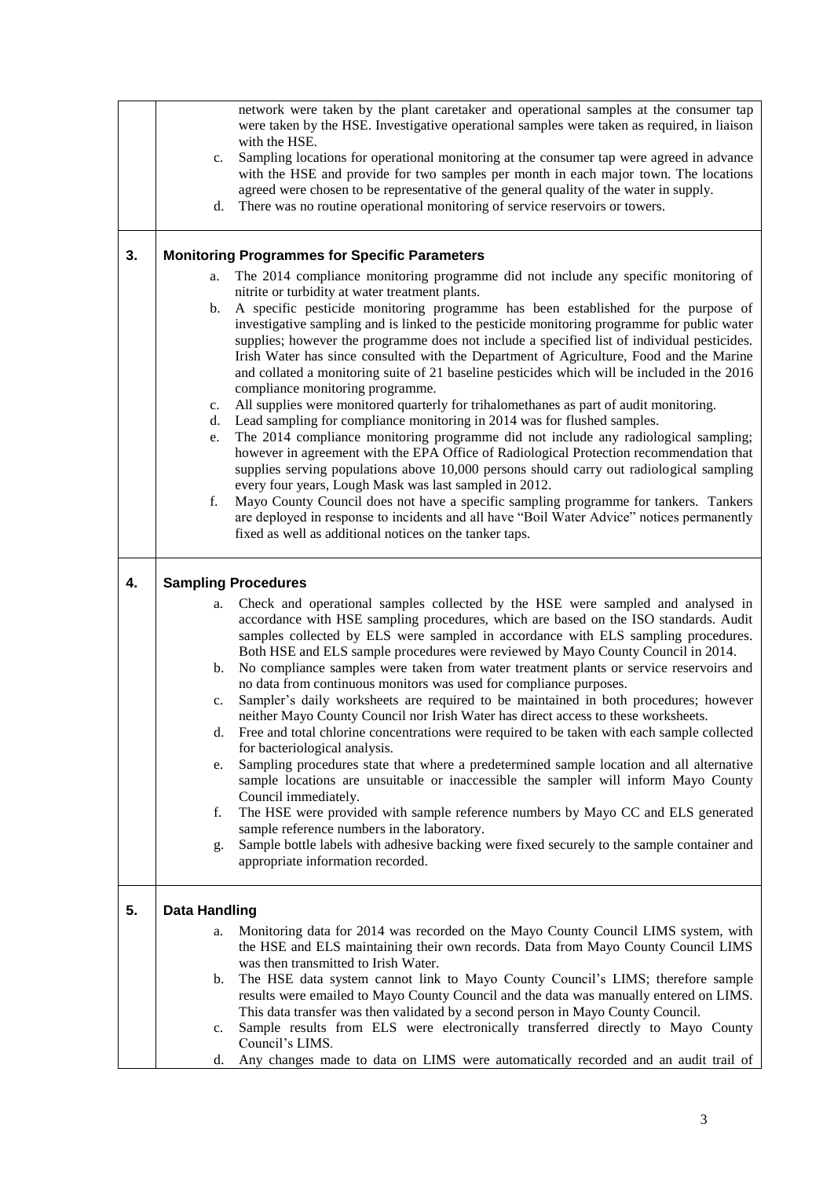network were taken by the plant caretaker and operational samples at the consumer tap were taken by the HSE. Investigative operational samples were taken as required, in liaison with the HSE.

c. Sampling locations for operational monitoring at the consumer tap were agreed in advance with the HSE and provide for two samples per month in each major town. The locations agreed were chosen to be representative of the general quality of the water in supply.
d. There was no routine operational monitoring of service reservoirs or towers.

## 3. Monitoring Programmes for Specific Parameters

a. The 2014 compliance monitoring programme did not include any specific monitoring of nitrite or turbidity at water treatment plants.
b. A specific pesticide monitoring programme has been established for the purpose of investigative sampling and is linked to the pesticide monitoring programme for public water supplies; however the programme does not include a specified list of individual pesticides. Irish Water has since consulted with the Department of Agriculture, Food and the Marine and collated a monitoring suite of 21 baseline pesticides which will be included in the 2016 compliance monitoring programme.
c. All supplies were monitored quarterly for trihalomethanes as part of audit monitoring.
d. Lead sampling for compliance monitoring in 2014 was for flushed samples.
e. The 2014 compliance monitoring programme did not include any radiological sampling; however in agreement with the EPA Office of Radiological Protection recommendation that supplies serving populations above 10,000 persons should carry out radiological sampling every four years, Lough Mask was last sampled in 2012.
f. Mayo County Council does not have a specific sampling programme for tankers. Tankers are deployed in response to incidents and all have "Boil Water Advice" notices permanently fixed as well as additional notices on the tanker taps.

## 4. Sampling Procedures

a. Check and operational samples collected by the HSE were sampled and analysed in accordance with HSE sampling procedures, which are based on the ISO standards. Audit samples collected by ELS were sampled in accordance with ELS sampling procedures. Both HSE and ELS sample procedures were reviewed by Mayo County Council in 2014.
b. No compliance samples were taken from water treatment plants or service reservoirs and no data from continuous monitors was used for compliance purposes.
c. Sampler's daily worksheets are required to be maintained in both procedures; however neither Mayo County Council nor Irish Water has direct access to these worksheets.
d. Free and total chlorine concentrations were required to be taken with each sample collected for bacteriological analysis.
e. Sampling procedures state that where a predetermined sample location and all alternative sample locations are unsuitable or inaccessible the sampler will inform Mayo County Council immediately.
f. The HSE were provided with sample reference numbers by Mayo CC and ELS generated sample reference numbers in the laboratory.
g. Sample bottle labels with adhesive backing were fixed securely to the sample container and appropriate information recorded.

## 5. Data Handling

a. Monitoring data for 2014 was recorded on the Mayo County Council LIMS system, with the HSE and ELS maintaining their own records. Data from Mayo County Council LIMS was then transmitted to Irish Water.
b. The HSE data system cannot link to Mayo County Council's LIMS; therefore sample results were emailed to Mayo County Council and the data was manually entered on LIMS. This data transfer was then validated by a second person in Mayo County Council.
c. Sample results from ELS were electronically transferred directly to Mayo County Council's LIMS.
d. Any changes made to data on LIMS were automatically recorded and an audit trail of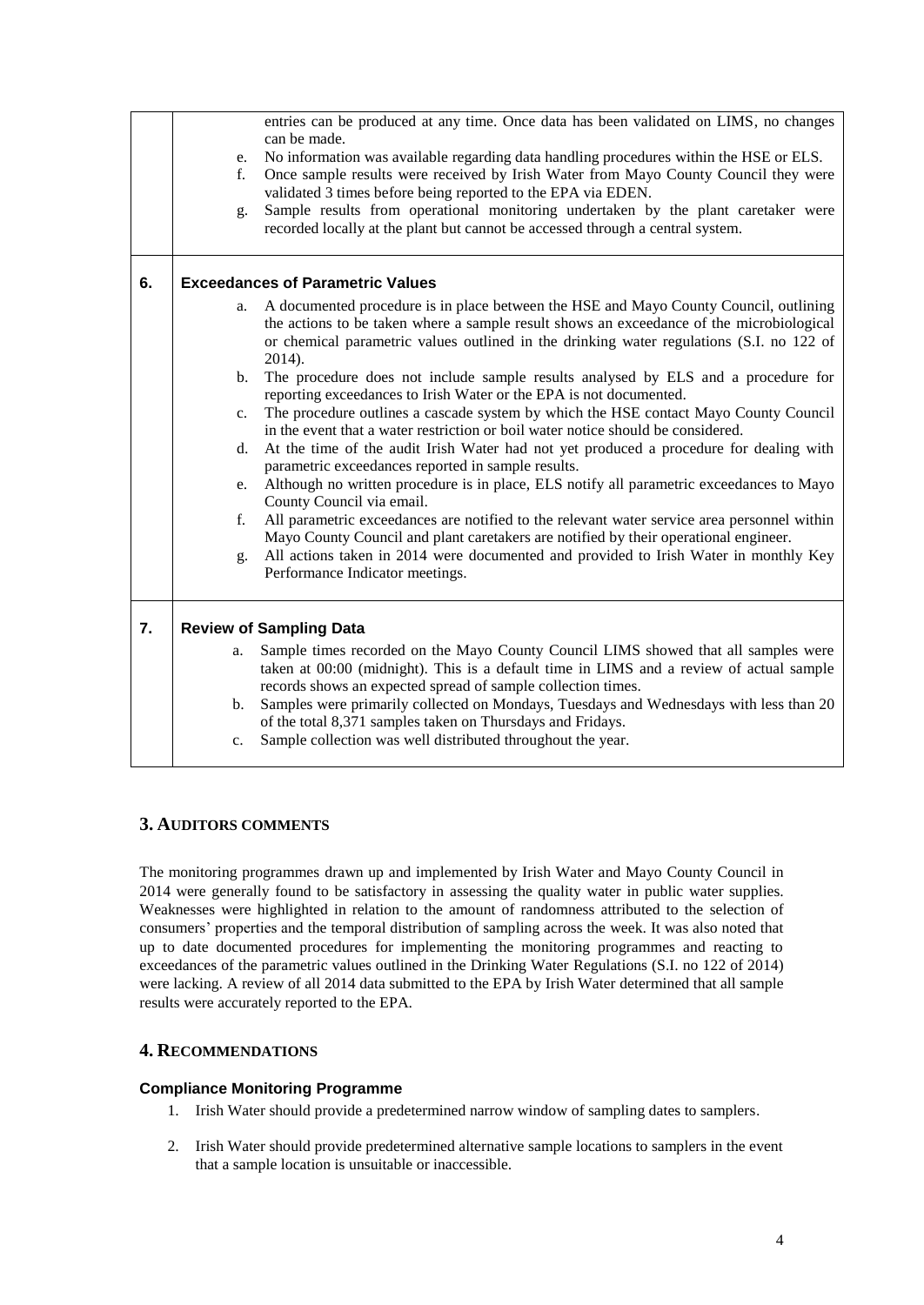|  |  |
|---|---|
|  | entries can be produced at any time. Once data has been validated on LIMS, no changes can be made.<br>e. No information was available regarding data handling procedures within the HSE or ELS.<br>f. Once sample results were received by Irish Water from Mayo County Council they were validated 3 times before being reported to the EPA via EDEN.<br>g. Sample results from operational monitoring undertaken by the plant caretaker were recorded locally at the plant but cannot be accessed through a central system. |
| **6.** | **Exceedances of Parametric Values**<br>a. A documented procedure is in place between the HSE and Mayo County Council, outlining the actions to be taken where a sample result shows an exceedance of the microbiological or chemical parametric values outlined in the drinking water regulations (S.I. no 122 of 2014).<br>b. The procedure does not include sample results analysed by ELS and a procedure for reporting exceedances to Irish Water or the EPA is not documented.<br>c. The procedure outlines a cascade system by which the HSE contact Mayo County Council in the event that a water restriction or boil water notice should be considered.<br>d. At the time of the audit Irish Water had not yet produced a procedure for dealing with parametric exceedances reported in sample results.<br>e. Although no written procedure is in place, ELS notify all parametric exceedances to Mayo County Council via email.<br>f. All parametric exceedances are notified to the relevant water service area personnel within Mayo County Council and plant caretakers are notified by their operational engineer.<br>g. All actions taken in 2014 were documented and provided to Irish Water in monthly Key Performance Indicator meetings. |
| **7.** | **Review of Sampling Data**<br>a. Sample times recorded on the Mayo County Council LIMS showed that all samples were taken at 00:00 (midnight). This is a default time in LIMS and a review of actual sample records shows an expected spread of sample collection times.<br>b. Samples were primarily collected on Mondays, Tuesdays and Wednesdays with less than 20 of the total 8,371 samples taken on Thursdays and Fridays.<br>c. Sample collection was well distributed throughout the year. |

## 3. Auditors Comments

The monitoring programmes drawn up and implemented by Irish Water and Mayo County Council in 2014 were generally found to be satisfactory in assessing the quality water in public water supplies. Weaknesses were highlighted in relation to the amount of randomness attributed to the selection of consumers' properties and the temporal distribution of sampling across the week. It was also noted that up to date documented procedures for implementing the monitoring programmes and reacting to exceedances of the parametric values outlined in the Drinking Water Regulations (S.I. no 122 of 2014) were lacking. A review of all 2014 data submitted to the EPA by Irish Water determined that all sample results were accurately reported to the EPA.

## 4. Recommendations

### Compliance Monitoring Programme

1. Irish Water should provide a predetermined narrow window of sampling dates to samplers.
2. Irish Water should provide predetermined alternative sample locations to samplers in the event that a sample location is unsuitable or inaccessible.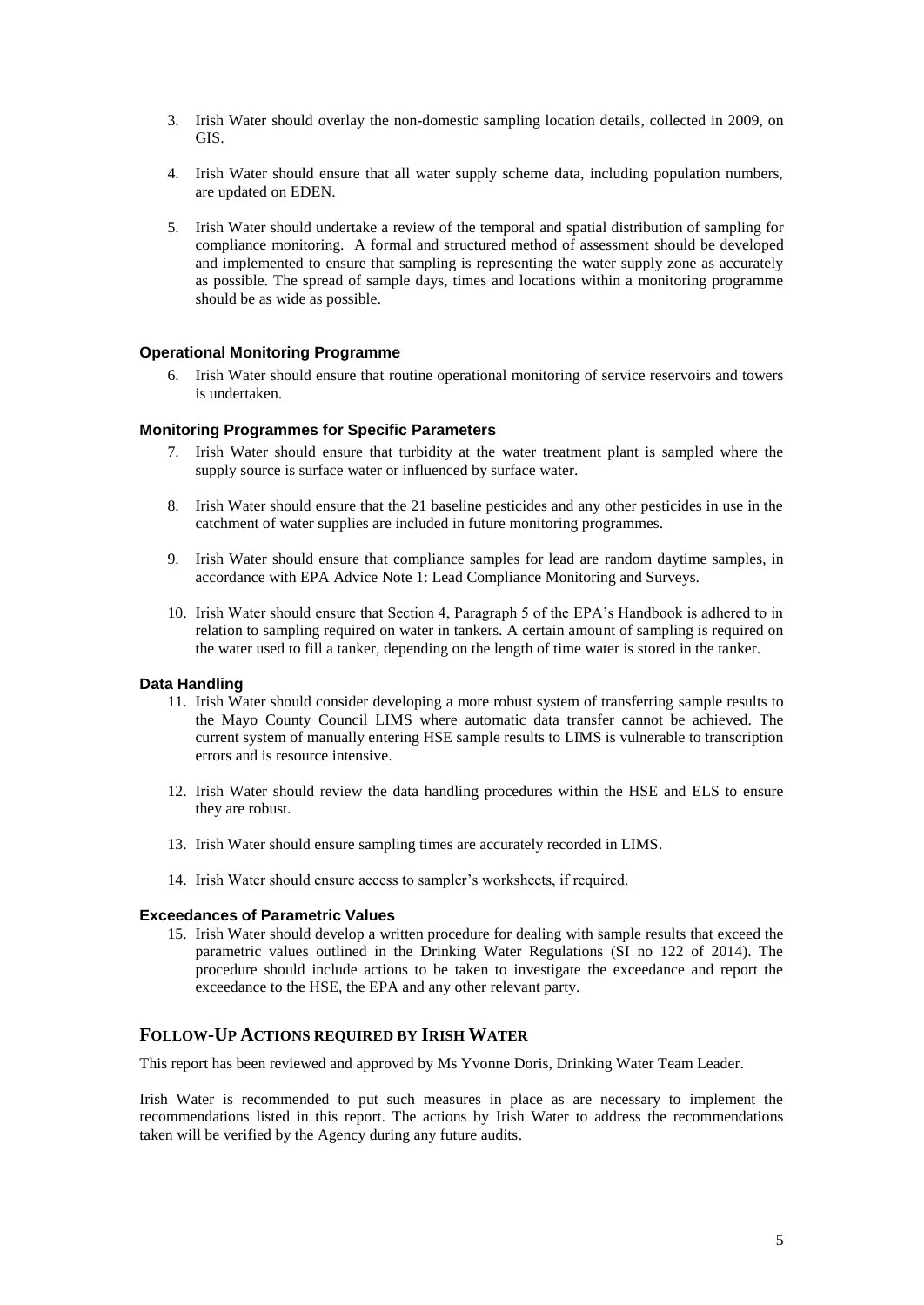3. Irish Water should overlay the non-domestic sampling location details, collected in 2009, on GIS.

4. Irish Water should ensure that all water supply scheme data, including population numbers, are updated on EDEN.

5. Irish Water should undertake a review of the temporal and spatial distribution of sampling for compliance monitoring. A formal and structured method of assessment should be developed and implemented to ensure that sampling is representing the water supply zone as accurately as possible. The spread of sample days, times and locations within a monitoring programme should be as wide as possible.

### Operational Monitoring Programme

6. Irish Water should ensure that routine operational monitoring of service reservoirs and towers is undertaken.

### Monitoring Programmes for Specific Parameters

7. Irish Water should ensure that turbidity at the water treatment plant is sampled where the supply source is surface water or influenced by surface water.

8. Irish Water should ensure that the 21 baseline pesticides and any other pesticides in use in the catchment of water supplies are included in future monitoring programmes.

9. Irish Water should ensure that compliance samples for lead are random daytime samples, in accordance with EPA Advice Note 1: Lead Compliance Monitoring and Surveys.

10. Irish Water should ensure that Section 4, Paragraph 5 of the EPA's Handbook is adhered to in relation to sampling required on water in tankers. A certain amount of sampling is required on the water used to fill a tanker, depending on the length of time water is stored in the tanker.

### Data Handling

11. Irish Water should consider developing a more robust system of transferring sample results to the Mayo County Council LIMS where automatic data transfer cannot be achieved. The current system of manually entering HSE sample results to LIMS is vulnerable to transcription errors and is resource intensive.

12. Irish Water should review the data handling procedures within the HSE and ELS to ensure they are robust.

13. Irish Water should ensure sampling times are accurately recorded in LIMS.

14. Irish Water should ensure access to sampler's worksheets, if required.

### Exceedances of Parametric Values

15. Irish Water should develop a written procedure for dealing with sample results that exceed the parametric values outlined in the Drinking Water Regulations (SI no 122 of 2014). The procedure should include actions to be taken to investigate the exceedance and report the exceedance to the HSE, the EPA and any other relevant party.

## FOLLOW-UP ACTIONS REQUIRED BY IRISH WATER

This report has been reviewed and approved by Ms Yvonne Doris, Drinking Water Team Leader.

Irish Water is recommended to put such measures in place as are necessary to implement the recommendations listed in this report. The actions by Irish Water to address the recommendations taken will be verified by the Agency during any future audits.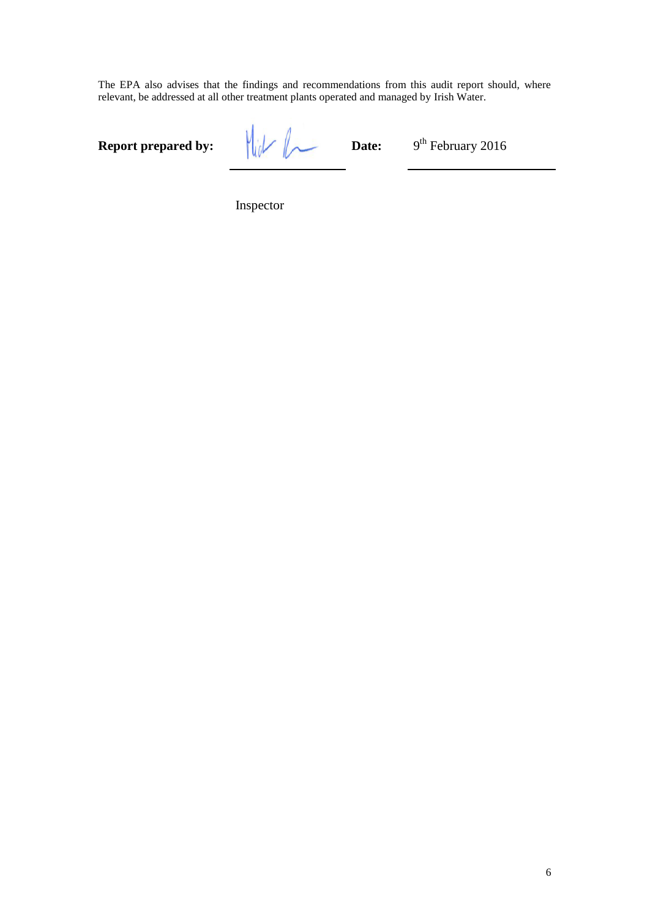The EPA also advises that the findings and recommendations from this audit report should, where relevant, be addressed at all other treatment plants operated and managed by Irish Water.

**Report prepared by:** ____________________ **Date:** 9th February 2016

Inspector